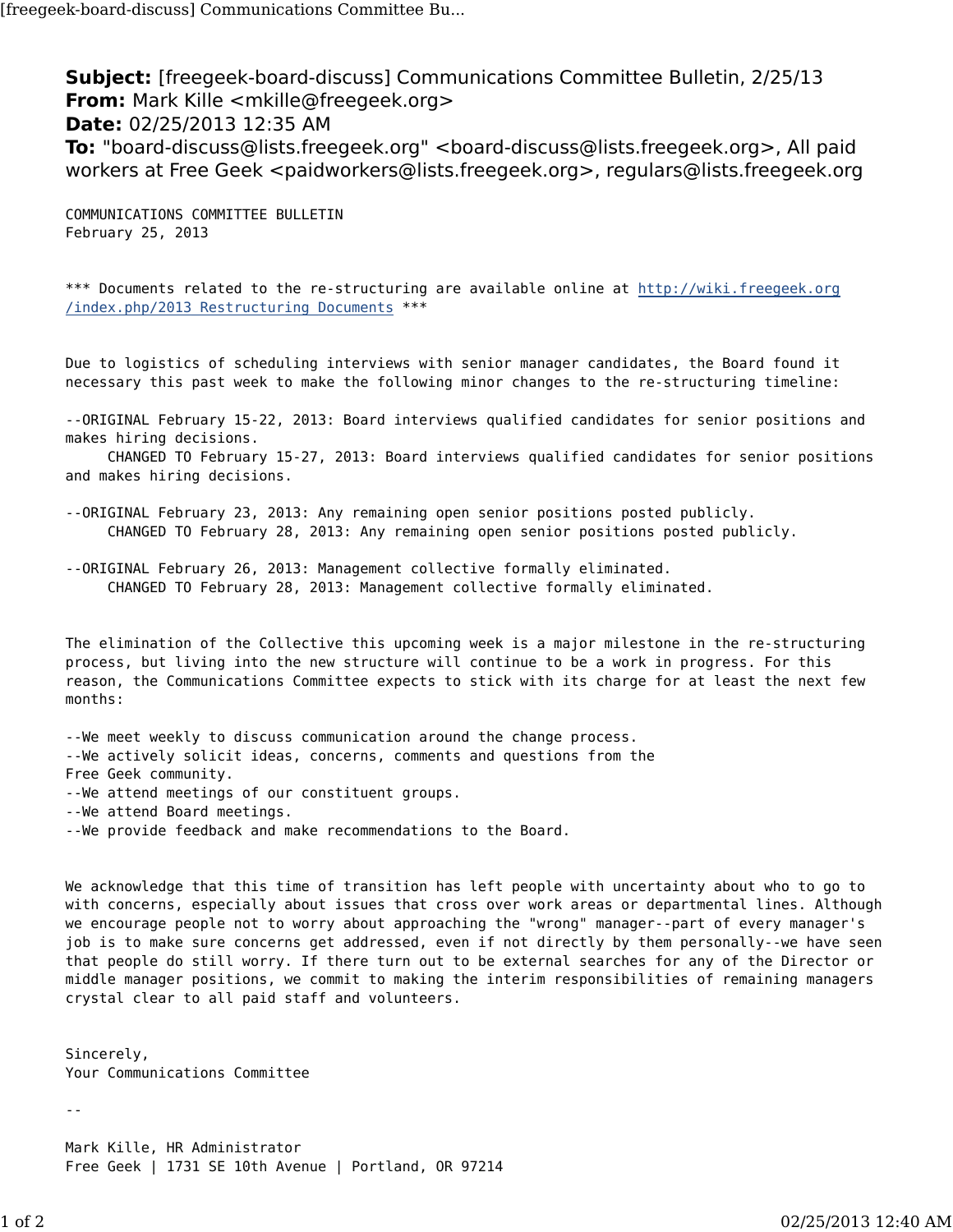**Subject:** [freegeek-board-discuss] Communications Committee Bulletin, 2/25/13
**From:** Mark Kille <mkille@freegeek.org>
**Date:** 02/25/2013 12:35 AM
**To:** "board-discuss@lists.freegeek.org" <board-discuss@lists.freegeek.org>, All paid workers at Free Geek <paidworkers@lists.freegeek.org>, regulars@lists.freegeek.org

COMMUNICATIONS COMMITTEE BULLETIN
February 25, 2013

*** Documents related to the re-structuring are available online at http://wiki.freegeek.org/index.php/2013_Restructuring_Documents ***

Due to logistics of scheduling interviews with senior manager candidates, the Board found it necessary this past week to make the following minor changes to the re-structuring timeline:

--ORIGINAL February 15-22, 2013: Board interviews qualified candidates for senior positions and makes hiring decisions.
CHANGED TO February 15-27, 2013: Board interviews qualified candidates for senior positions and makes hiring decisions.

--ORIGINAL February 23, 2013: Any remaining open senior positions posted publicly.
CHANGED TO February 28, 2013: Any remaining open senior positions posted publicly.

--ORIGINAL February 26, 2013: Management collective formally eliminated.
CHANGED TO February 28, 2013: Management collective formally eliminated.

The elimination of the Collective this upcoming week is a major milestone in the re-structuring process, but living into the new structure will continue to be a work in progress. For this reason, the Communications Committee expects to stick with its charge for at least the next few months:

--We meet weekly to discuss communication around the change process.
--We actively solicit ideas, concerns, comments and questions from the Free Geek community.
--We attend meetings of our constituent groups.
--We attend Board meetings.
--We provide feedback and make recommendations to the Board.

We acknowledge that this time of transition has left people with uncertainty about who to go to with concerns, especially about issues that cross over work areas or departmental lines. Although we encourage people not to worry about approaching the "wrong" manager--part of every manager's job is to make sure concerns get addressed, even if not directly by them personally--we have seen that people do still worry. If there turn out to be external searches for any of the Director or middle manager positions, we commit to making the interim responsibilities of remaining managers crystal clear to all paid staff and volunteers.

Sincerely,
Your Communications Committee

--

Mark Kille, HR Administrator
Free Geek | 1731 SE 10th Avenue | Portland, OR 97214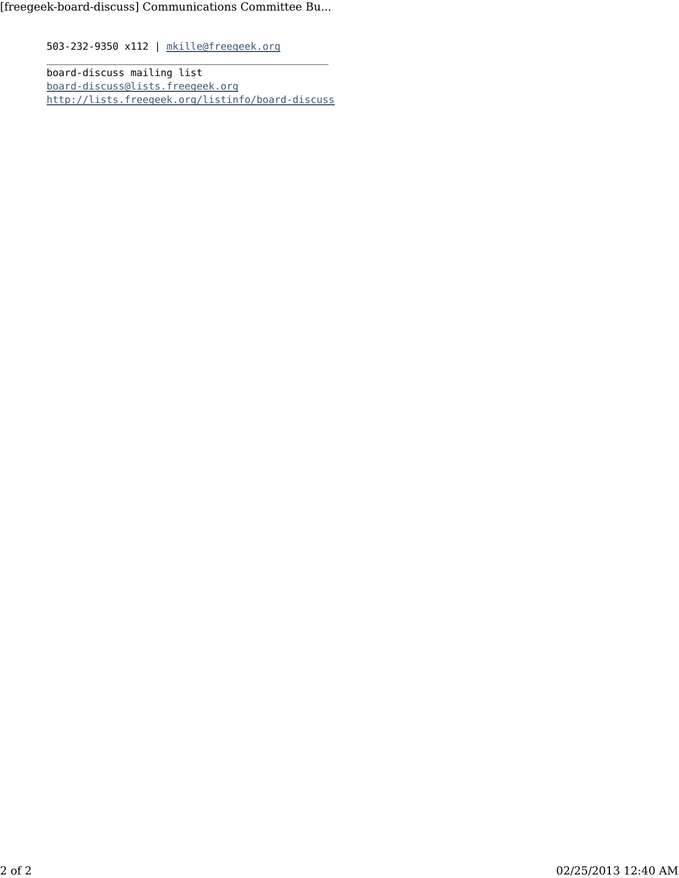503-232-9350 x112 | mkille@freegeek.org

_______________________________________________
board-discuss mailing list
board-discuss@lists.freegeek.org
http://lists.freegeek.org/listinfo/board-discuss